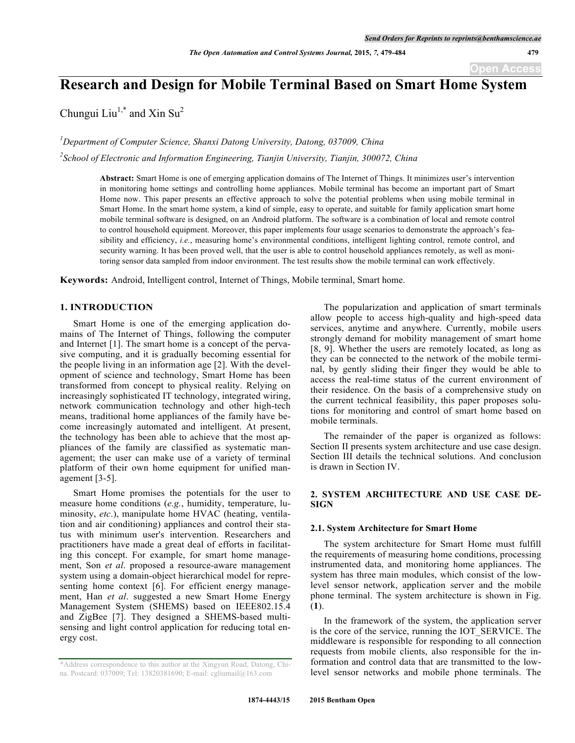# Research and Design for Mobile Terminal Based on Smart Home System

Chungui Liu[1,*] and Xin Su[2]

[1] *Department of Computer Science, Shanxi Datong University, Datong, 037009, China*

[2] *School of Electronic and Information Engineering, Tianjin University, Tianjin, 300072, China*

**Abstract:** Smart Home is one of emerging application domains of The Internet of Things. It minimizes user's intervention in monitoring home settings and controlling home appliances. Mobile terminal has become an important part of Smart Home now. This paper presents an effective approach to solve the potential problems when using mobile terminal in Smart Home. In the smart home system, a kind of simple, easy to operate, and suitable for family application smart home mobile terminal software is designed, on an Android platform. The software is a combination of local and remote control to control household equipment. Moreover, this paper implements four usage scenarios to demonstrate the approach's feasibility and efficiency, *i.e.*, measuring home's environmental conditions, intelligent lighting control, remote control, and security warning. It has been proved well, that the user is able to control household appliances remotely, as well as monitoring sensor data sampled from indoor environment. The test results show the mobile terminal can work effectively.

**Keywords:** Android, Intelligent control, Internet of Things, Mobile terminal, Smart home.

## 1. INTRODUCTION

Smart Home is one of the emerging application domains of The Internet of Things, following the computer and Internet [1]. The smart home is a concept of the pervasive computing, and it is gradually becoming essential for the people living in an information age [2]. With the development of science and technology, Smart Home has been transformed from concept to physical reality. Relying on increasingly sophisticated IT technology, integrated wiring, network communication technology and other high-tech means, traditional home appliances of the family have become increasingly automated and intelligent. At present, the technology has been able to achieve that the most appliances of the family are classified as systematic management; the user can make use of a variety of terminal platform of their own home equipment for unified management [3-5].

Smart Home promises the potentials for the user to measure home conditions (*e.g.*, humidity, temperature, luminosity, *etc*.), manipulate home HVAC (heating, ventilation and air conditioning) appliances and control their status with minimum user's intervention. Researchers and practitioners have made a great deal of efforts in facilitating this concept. For example, for smart home management, Son *et al*. proposed a resource-aware management system using a domain-object hierarchical model for representing home context [6]. For efficient energy management, Han *et al*. suggested a new Smart Home Energy Management System (SHEMS) based on IEEE802.15.4 and ZigBee [7]. They designed a SHEMS-based multi-sensing and light control application for reducing total energy cost.

The popularization and application of smart terminals allow people to access high-quality and high-speed data services, anytime and anywhere. Currently, mobile users strongly demand for mobility management of smart home [8, 9]. Whether the users are remotely located, as long as they can be connected to the network of the mobile terminal, by gently sliding their finger they would be able to access the real-time status of the current environment of their residence. On the basis of a comprehensive study on the current technical feasibility, this paper proposes solutions for monitoring and control of smart home based on mobile terminals.

The remainder of the paper is organized as follows: Section II presents system architecture and use case design. Section III details the technical solutions. And conclusion is drawn in Section IV.

## 2. SYSTEM ARCHITECTURE AND USE CASE DESIGN

### 2.1. System Architecture for Smart Home

The system architecture for Smart Home must fulfill the requirements of measuring home conditions, processing instrumented data, and monitoring home appliances. The system has three main modules, which consist of the low-level sensor network, application server and the mobile phone terminal. The system architecture is shown in Fig. (**1**).

In the framework of the system, the application server is the core of the service, running the IOT_SERVICE. The middleware is responsible for responding to all connection requests from mobile clients, also responsible for the information and control data that are transmitted to the low-level sensor networks and mobile phone terminals. The

*Address correspondence to this author at the Xingyun Road, Datong, China. Postcard: 037009; Tel: 13820381690; E-mail: cgliumail@163.com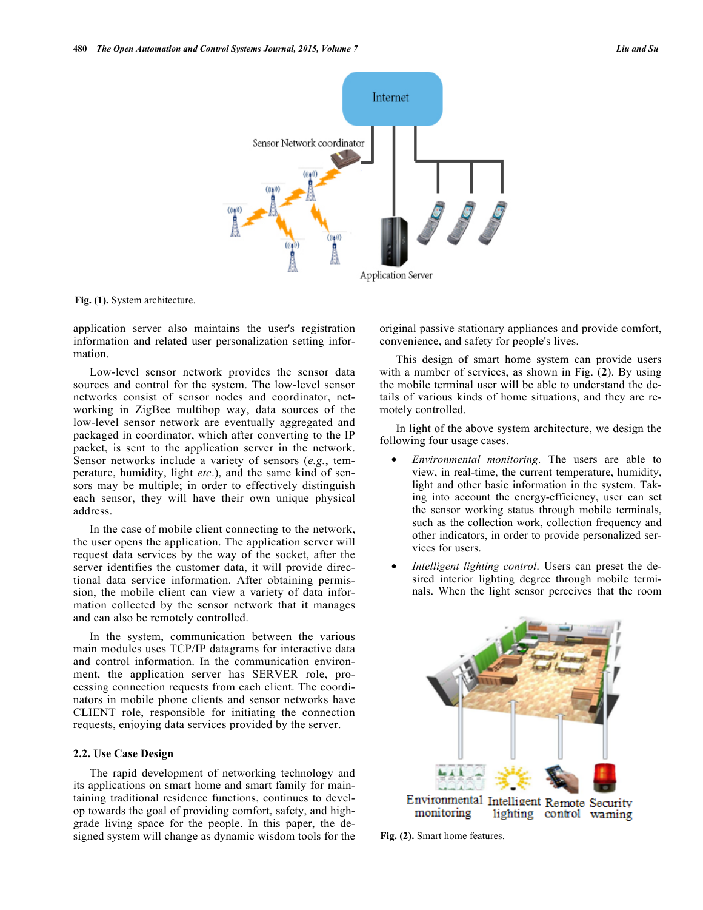Fig. (1). System architecture.

application server also maintains the user's registration information and related user personalization setting information.

Low-level sensor network provides the sensor data sources and control for the system. The low-level sensor networks consist of sensor nodes and coordinator, networking in ZigBee multihop way, data sources of the low-level sensor network are eventually aggregated and packaged in coordinator, which after converting to the IP packet, is sent to the application server in the network. Sensor networks include a variety of sensors (*e.g.*, temperature, humidity, light *etc*.), and the same kind of sensors may be multiple; in order to effectively distinguish each sensor, they will have their own unique physical address.

In the case of mobile client connecting to the network, the user opens the application. The application server will request data services by the way of the socket, after the server identifies the customer data, it will provide directional data service information. After obtaining permission, the mobile client can view a variety of data information collected by the sensor network that it manages and can also be remotely controlled.

In the system, communication between the various main modules uses TCP/IP datagrams for interactive data and control information. In the communication environment, the application server has SERVER role, processing connection requests from each client. The coordinators in mobile phone clients and sensor networks have CLIENT role, responsible for initiating the connection requests, enjoying data services provided by the server.

### 2.2. Use Case Design

The rapid development of networking technology and its applications on smart home and smart family for maintaining traditional residence functions, continues to develop towards the goal of providing comfort, safety, and high-grade living space for the people. In this paper, the designed system will change as dynamic wisdom tools for the original passive stationary appliances and provide comfort, convenience, and safety for people's lives.

This design of smart home system can provide users with a number of services, as shown in Fig. (**2**). By using the mobile terminal user will be able to understand the details of various kinds of home situations, and they are remotely controlled.

In light of the above system architecture, we design the following four usage cases.

- *Environmental monitoring*. The users are able to view, in real-time, the current temperature, humidity, light and other basic information in the system. Taking into account the energy-efficiency, user can set the sensor working status through mobile terminals, such as the collection work, collection frequency and other indicators, in order to provide personalized services for users.
- *Intelligent lighting control*. Users can preset the desired interior lighting degree through mobile terminals. When the light sensor perceives that the room

Fig. (2). Smart home features.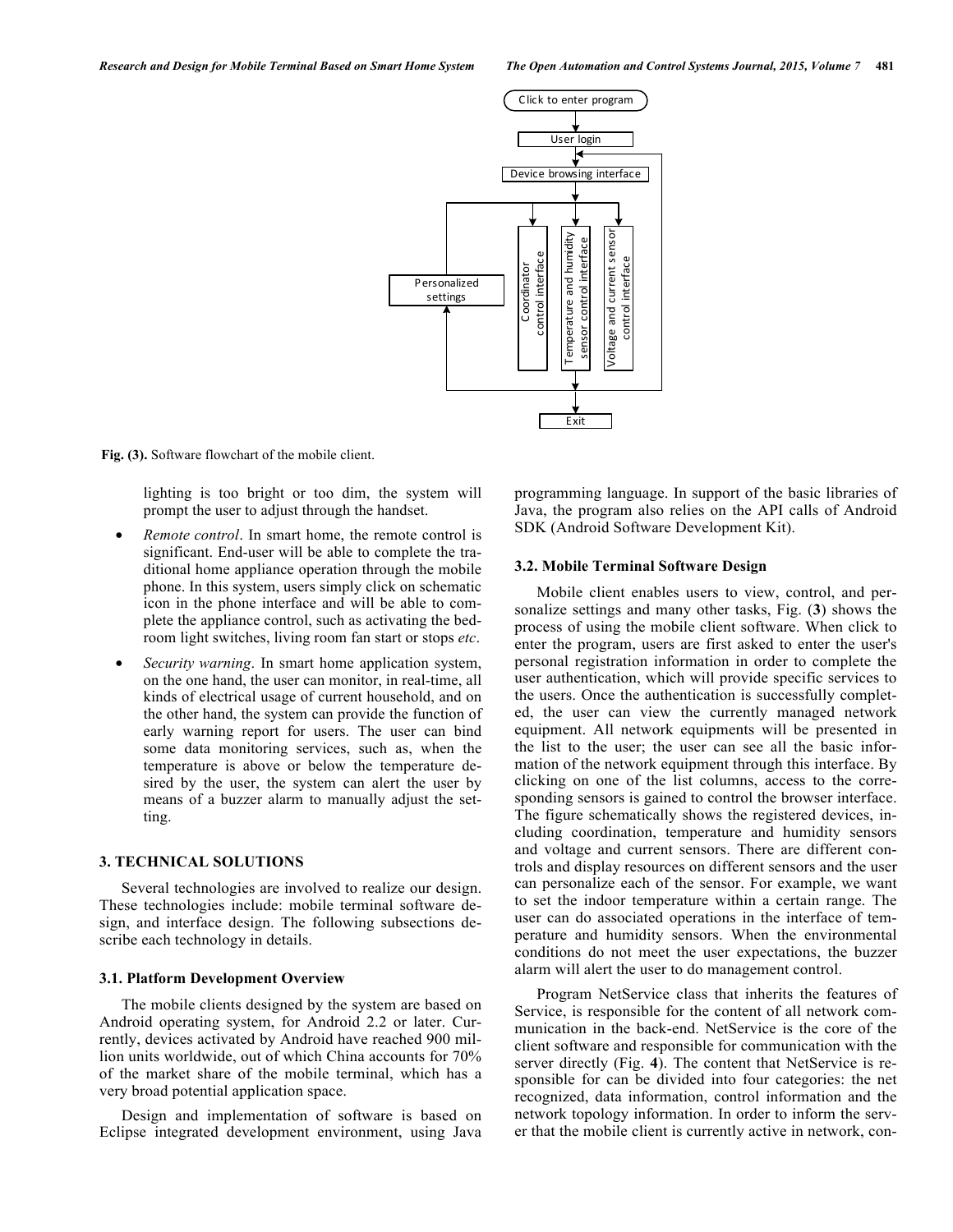Fig. (3). Software flowchart of the mobile client.

lighting is too bright or too dim, the system will prompt the user to adjust through the handset.

- *Remote control*. In smart home, the remote control is significant. End-user will be able to complete the traditional home appliance operation through the mobile phone. In this system, users simply click on schematic icon in the phone interface and will be able to complete the appliance control, such as activating the bedroom light switches, living room fan start or stops *etc*.
- *Security warning*. In smart home application system, on the one hand, the user can monitor, in real-time, all kinds of electrical usage of current household, and on the other hand, the system can provide the function of early warning report for users. The user can bind some data monitoring services, such as, when the temperature is above or below the temperature desired by the user, the system can alert the user by means of a buzzer alarm to manually adjust the setting.

## 3. TECHNICAL SOLUTIONS

Several technologies are involved to realize our design. These technologies include: mobile terminal software design, and interface design. The following subsections describe each technology in details.

### 3.1. Platform Development Overview

The mobile clients designed by the system are based on Android operating system, for Android 2.2 or later. Currently, devices activated by Android have reached 900 million units worldwide, out of which China accounts for 70% of the market share of the mobile terminal, which has a very broad potential application space.

Design and implementation of software is based on Eclipse integrated development environment, using Java programming language. In support of the basic libraries of Java, the program also relies on the API calls of Android SDK (Android Software Development Kit).

### 3.2. Mobile Terminal Software Design

Mobile client enables users to view, control, and personalize settings and many other tasks, Fig. (**3**) shows the process of using the mobile client software. When click to enter the program, users are first asked to enter the user's personal registration information in order to complete the user authentication, which will provide specific services to the users. Once the authentication is successfully completed, the user can view the currently managed network equipment. All network equipments will be presented in the list to the user; the user can see all the basic information of the network equipment through this interface. By clicking on one of the list columns, access to the corresponding sensors is gained to control the browser interface. The figure schematically shows the registered devices, including coordination, temperature and humidity sensors and voltage and current sensors. There are different controls and display resources on different sensors and the user can personalize each of the sensor. For example, we want to set the indoor temperature within a certain range. The user can do associated operations in the interface of temperature and humidity sensors. When the environmental conditions do not meet the user expectations, the buzzer alarm will alert the user to do management control.

Program NetService class that inherits the features of Service, is responsible for the content of all network communication in the back-end. NetService is the core of the client software and responsible for communication with the server directly (Fig. **4**). The content that NetService is responsible for can be divided into four categories: the net recognized, data information, control information and the network topology information. In order to inform the server that the mobile client is currently active in network, con-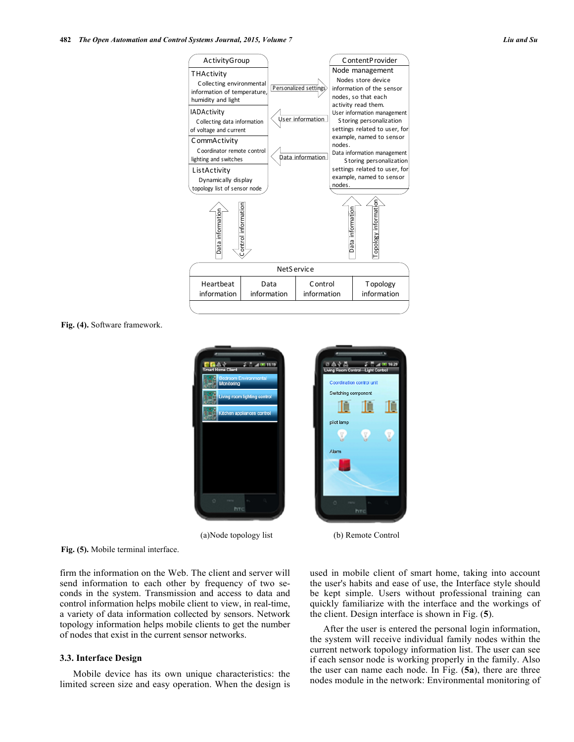**Fig. (4).** Software framework.

(a)Node topology list

(b) Remote Control

**Fig. (5).** Mobile terminal interface.

firm the information on the Web. The client and server will send information to each other by frequency of two seconds in the system. Transmission and access to data and control information helps mobile client to view, in real-time, a variety of data information collected by sensors. Network topology information helps mobile clients to get the number of nodes that exist in the current sensor networks.

### 3.3. Interface Design

Mobile device has its own unique characteristics: the limited screen size and easy operation. When the design is used in mobile client of smart home, taking into account the user's habits and ease of use, the Interface style should be kept simple. Users without professional training can quickly familiarize with the interface and the workings of the client. Design interface is shown in Fig. (**5**).

After the user is entered the personal login information, the system will receive individual family nodes within the current network topology information list. The user can see if each sensor node is working properly in the family. Also the user can name each node. In Fig. (**5a**), there are three nodes module in the network: Environmental monitoring of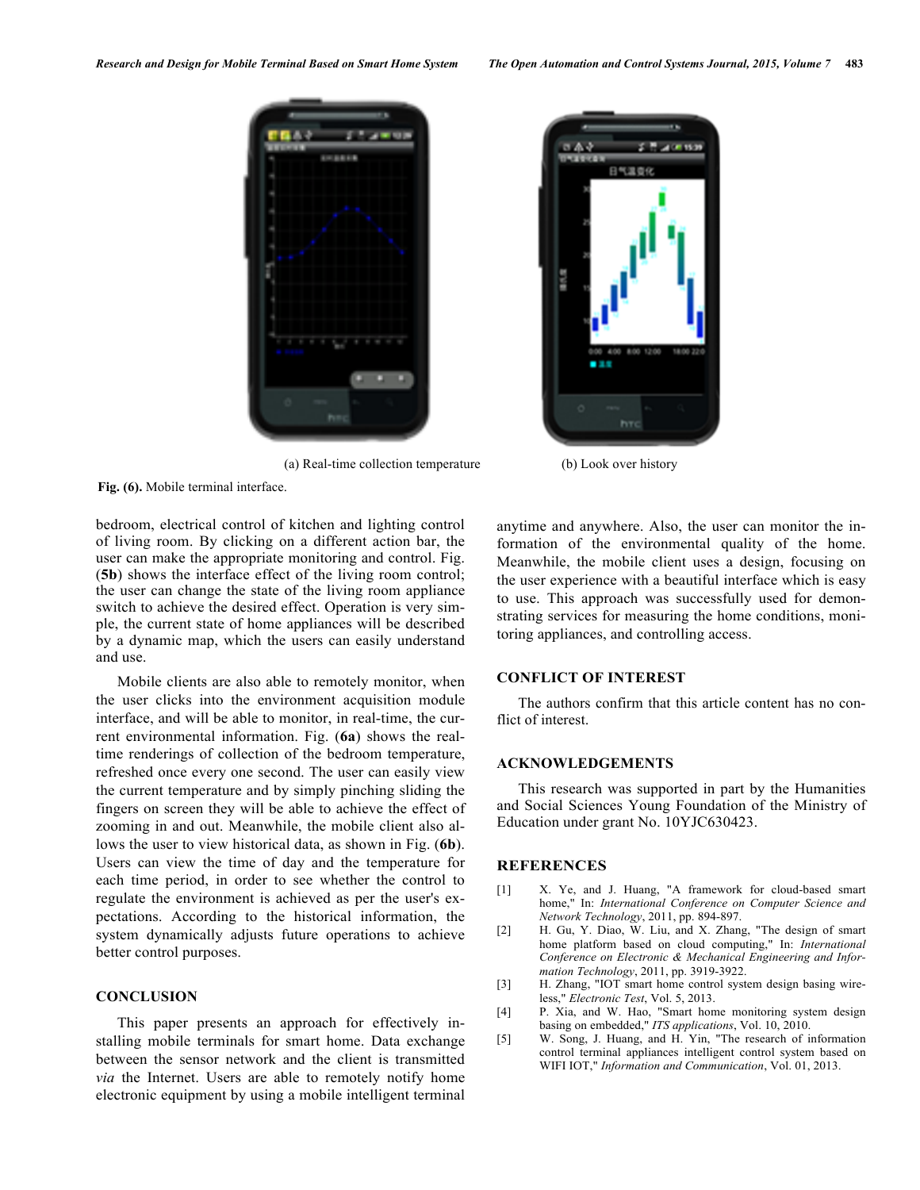(a) Real-time collection temperature (b) Look over history

**Fig. (6).** Mobile terminal interface.

bedroom, electrical control of kitchen and lighting control of living room. By clicking on a different action bar, the user can make the appropriate monitoring and control. Fig. (**5b**) shows the interface effect of the living room control; the user can change the state of the living room appliance switch to achieve the desired effect. Operation is very simple, the current state of home appliances will be described by a dynamic map, which the users can easily understand and use.

Mobile clients are also able to remotely monitor, when the user clicks into the environment acquisition module interface, and will be able to monitor, in real-time, the current environmental information. Fig. (**6a**) shows the real-time renderings of collection of the bedroom temperature, refreshed once every one second. The user can easily view the current temperature and by simply pinching sliding the fingers on screen they will be able to achieve the effect of zooming in and out. Meanwhile, the mobile client also allows the user to view historical data, as shown in Fig. (**6b**). Users can view the time of day and the temperature for each time period, in order to see whether the control to regulate the environment is achieved as per the user's expectations. According to the historical information, the system dynamically adjusts future operations to achieve better control purposes.

## CONCLUSION

This paper presents an approach for effectively installing mobile terminals for smart home. Data exchange between the sensor network and the client is transmitted *via* the Internet. Users are able to remotely notify home electronic equipment by using a mobile intelligent terminal anytime and anywhere. Also, the user can monitor the information of the environmental quality of the home. Meanwhile, the mobile client uses a design, focusing on the user experience with a beautiful interface which is easy to use. This approach was successfully used for demonstrating services for measuring the home conditions, monitoring appliances, and controlling access.

## CONFLICT OF INTEREST

The authors confirm that this article content has no conflict of interest.

## ACKNOWLEDGEMENTS

This research was supported in part by the Humanities and Social Sciences Young Foundation of the Ministry of Education under grant No. 10YJC630423.

## REFERENCES

[1] X. Ye, and J. Huang, "A framework for cloud-based smart home," In: *International Conference on Computer Science and Network Technology*, 2011, pp. 894-897.

[2] H. Gu, Y. Diao, W. Liu, and X. Zhang, "The design of smart home platform based on cloud computing," In: *International Conference on Electronic & Mechanical Engineering and Information Technology*, 2011, pp. 3919-3922.

[3] H. Zhang, "IOT smart home control system design basing wireless," *Electronic Test*, Vol. 5, 2013.

[4] P. Xia, and W. Hao, "Smart home monitoring system design basing on embedded," *ITS applications*, Vol. 10, 2010.

[5] W. Song, J. Huang, and H. Yin, "The research of information control terminal appliances intelligent control system based on WIFI IOT," *Information and Communication*, Vol. 01, 2013.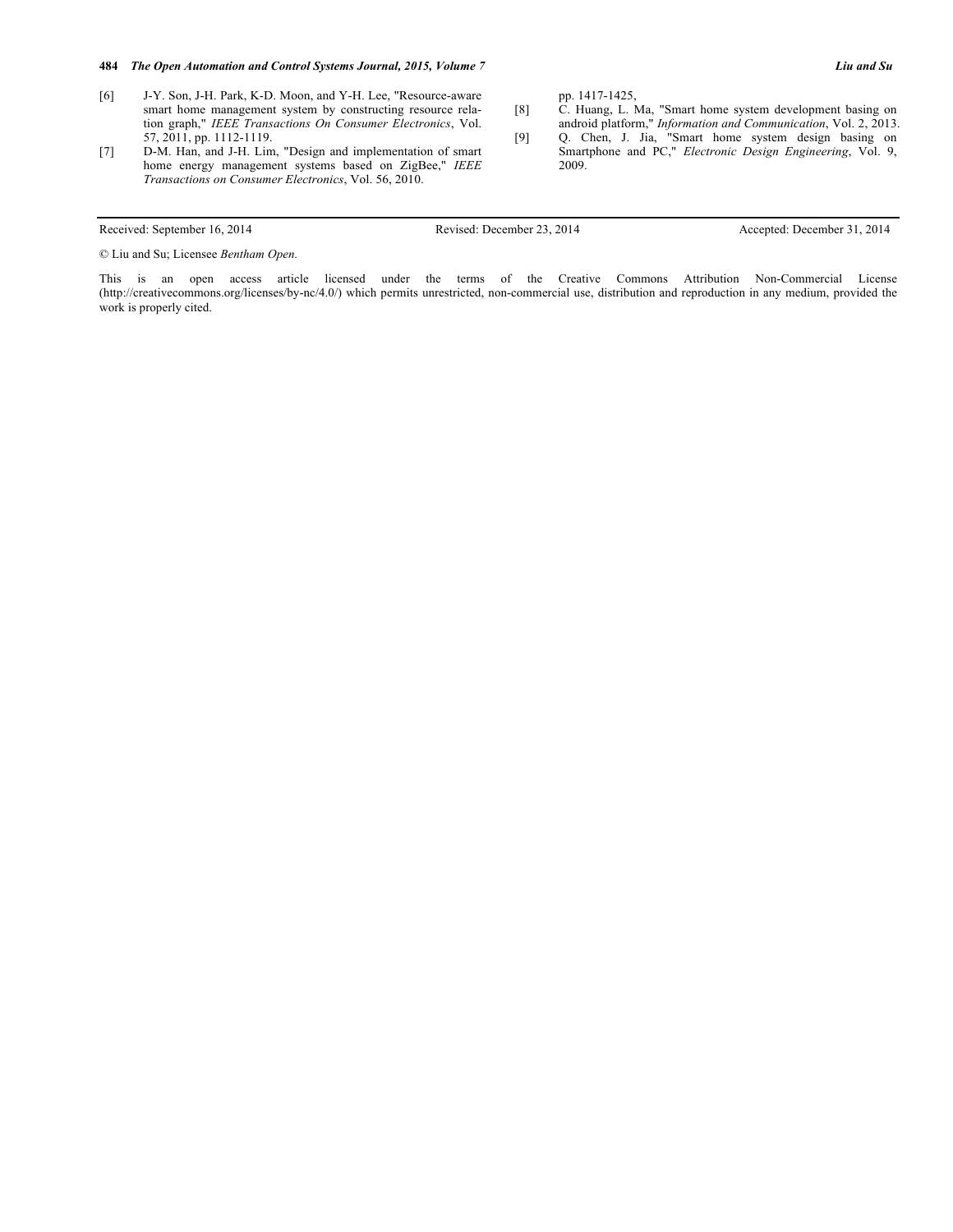[6] J-Y. Son, J-H. Park, K-D. Moon, and Y-H. Lee, "Resource-aware smart home management system by constructing resource relation graph," *IEEE Transactions On Consumer Electronics*, Vol. 57, 2011, pp. 1112-1119.

[7] D-M. Han, and J-H. Lim, "Design and implementation of smart home energy management systems based on ZigBee," *IEEE Transactions on Consumer Electronics*, Vol. 56, 2010. pp. 1417-1425,

[8] C. Huang, L. Ma, "Smart home system development basing on android platform," *Information and Communication*, Vol. 2, 2013.

[9] Q. Chen, J. Jia, "Smart home system design basing on Smartphone and PC," *Electronic Design Engineering*, Vol. 9, 2009.

---

Received: September 16, 2014 Revised: December 23, 2014 Accepted: December 31, 2014

© Liu and Su; Licensee *Bentham Open.*

This is an open access article licensed under the terms of the Creative Commons Attribution Non-Commercial License (http://creativecommons.org/licenses/by-nc/4.0/) which permits unrestricted, non-commercial use, distribution and reproduction in any medium, provided the work is properly cited.